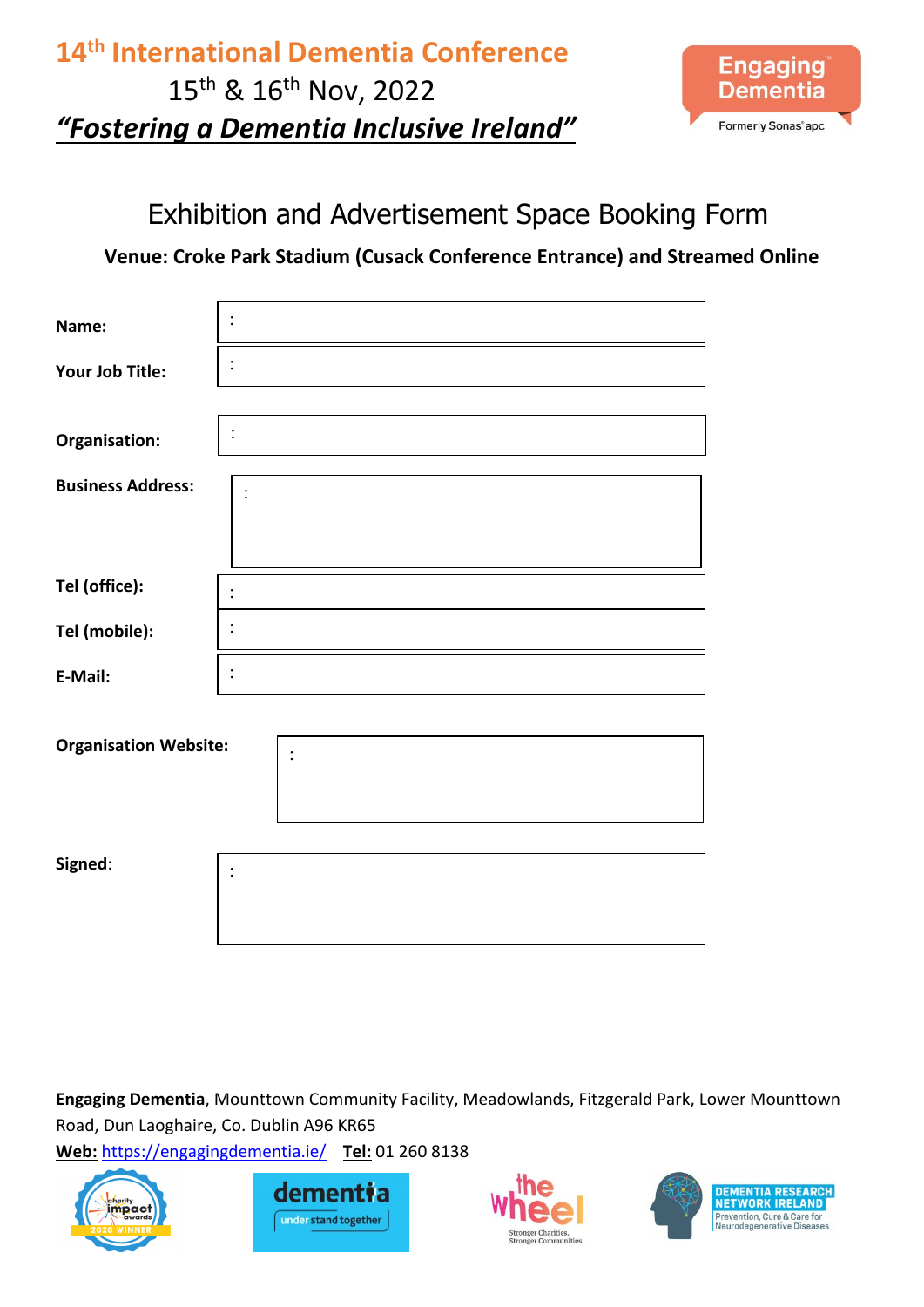# 14th International Dementia Conference

15th & 16th Nov, 2022

***"Fostering a Dementia Inclusive Ireland"***

Engaging Dementia

Formerly Sonas apc

## Exhibition and Advertisement Space Booking Form

**Venue: Croke Park Stadium (Cusack Conference Entrance) and Streamed Online**

| | |
|---|---|
| **Name:** | : |
| **Your Job Title:** | : |
| **Organisation:** | : |
| **Business Address:** | : |
| **Tel (office):** | : |
| **Tel (mobile):** | : |
| **E-Mail:** | : |
| **Organisation Website:** | : |
| **Signed**: | : |

**Engaging Dementia**, Mounttown Community Facility, Meadowlands, Fitzgerald Park, Lower Mounttown Road, Dun Laoghaire, Co. Dublin A96 KR65

**Web:** https://engagingdementia.ie/ **Tel:** 01 260 8138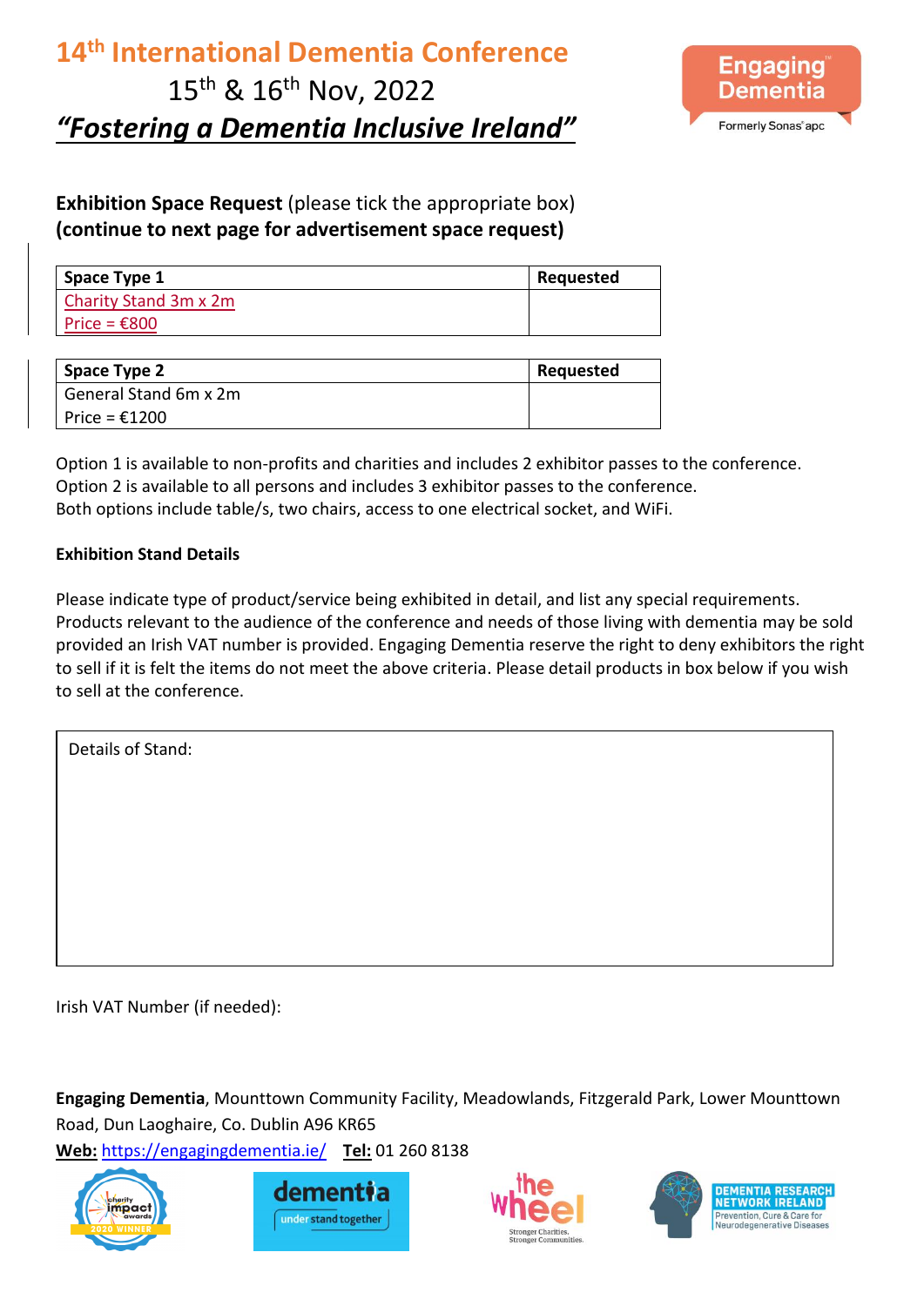# 14th International Dementia Conference

15th & 16th Nov, 2022

***"Fostering a Dementia Inclusive Ireland"***

**Exhibition Space Request** (please tick the appropriate box)
**(continue to next page for advertisement space request)**

| Space Type 1 | Requested |
|---|---|
| Charity Stand 3m x 2m<br>Price = €800 | |

| Space Type 2 | Requested |
|---|---|
| General Stand 6m x 2m<br>Price = €1200 | |

Option 1 is available to non-profits and charities and includes 2 exhibitor passes to the conference.
Option 2 is available to all persons and includes 3 exhibitor passes to the conference.
Both options include table/s, two chairs, access to one electrical socket, and WiFi.

**Exhibition Stand Details**

Please indicate type of product/service being exhibited in detail, and list any special requirements. Products relevant to the audience of the conference and needs of those living with dementia may be sold provided an Irish VAT number is provided. Engaging Dementia reserve the right to deny exhibitors the right to sell if it is felt the items do not meet the above criteria. Please detail products in box below if you wish to sell at the conference.

| Details of Stand: |
|---|
| |

Irish VAT Number (if needed):

**Engaging Dementia**, Mounttown Community Facility, Meadowlands, Fitzgerald Park, Lower Mounttown Road, Dun Laoghaire, Co. Dublin A96 KR65
**Web:** https://engagingdementia.ie/ **Tel:** 01 260 8138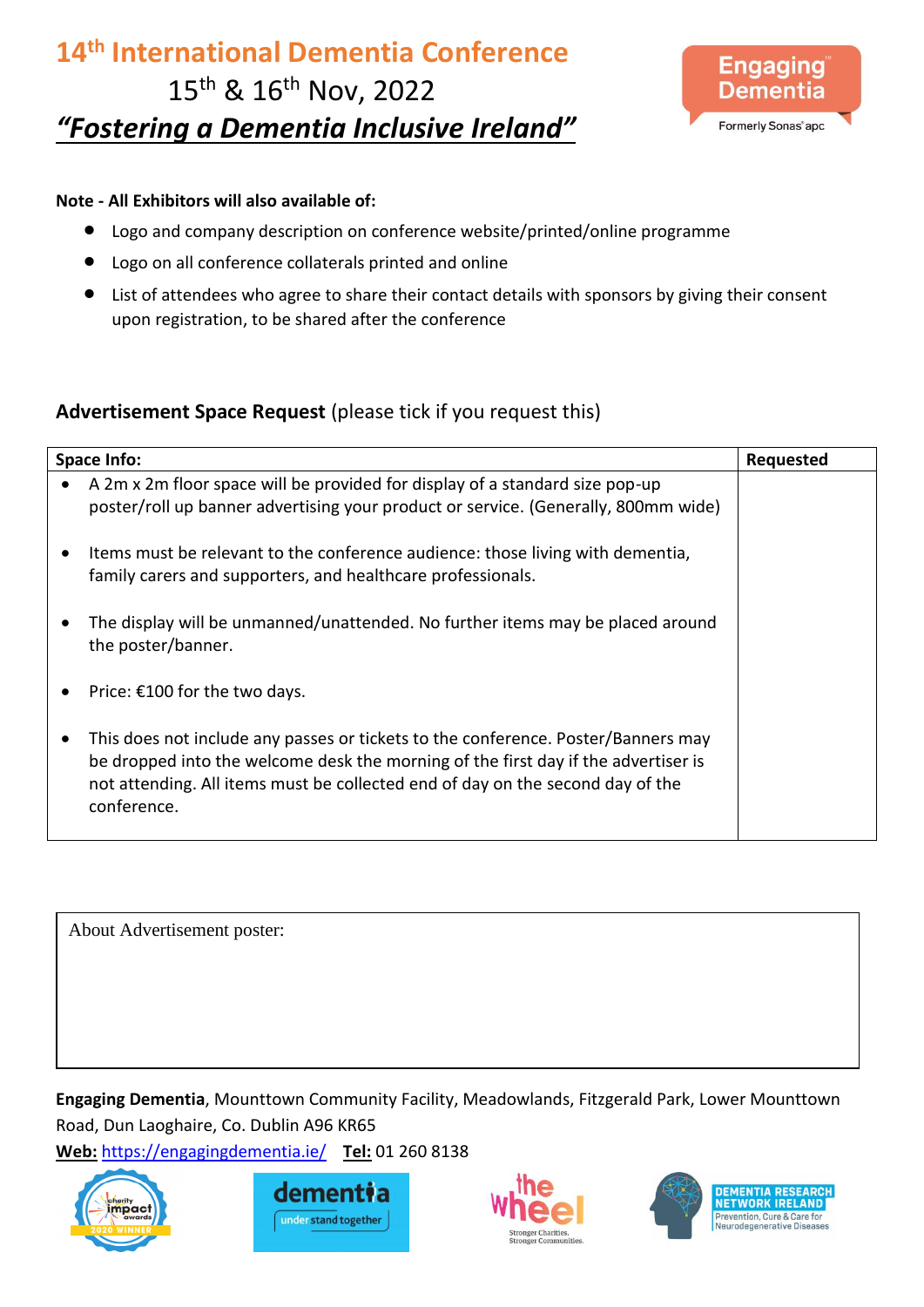# 14th International Dementia Conference

15th & 16th Nov, 2022

***"Fostering a Dementia Inclusive Ireland"***

Engaging Dementia
Formerly Sonas apc

**Note - All Exhibitors will also available of:**

- Logo and company description on conference website/printed/online programme
- Logo on all conference collaterals printed and online
- List of attendees who agree to share their contact details with sponsors by giving their consent upon registration, to be shared after the conference

## **Advertisement Space Request** (please tick if you request this)

| Space Info: | Requested |
|---|---|
| • A 2m x 2m floor space will be provided for display of a standard size pop-up poster/roll up banner advertising your product or service. (Generally, 800mm wide)<br><br>• Items must be relevant to the conference audience: those living with dementia, family carers and supporters, and healthcare professionals.<br><br>• The display will be unmanned/unattended. No further items may be placed around the poster/banner.<br><br>• Price: €100 for the two days.<br><br>• This does not include any passes or tickets to the conference. Poster/Banners may be dropped into the welcome desk the morning of the first day if the advertiser is not attending. All items must be collected end of day on the second day of the conference. | |

| About Advertisement poster: |
|---|
| |

**Engaging Dementia**, Mounttown Community Facility, Meadowlands, Fitzgerald Park, Lower Mounttown Road, Dun Laoghaire, Co. Dublin A96 KR65

**Web:** https://engagingdementia.ie/ **Tel:** 01 260 8138

charity impact awards 2020 WINNER | dementia understand together | the wheel Stronger Charities. Stronger Communities. | DEMENTIA RESEARCH NETWORK IRELAND Prevention, Cure & Care for Neurodegenerative Diseases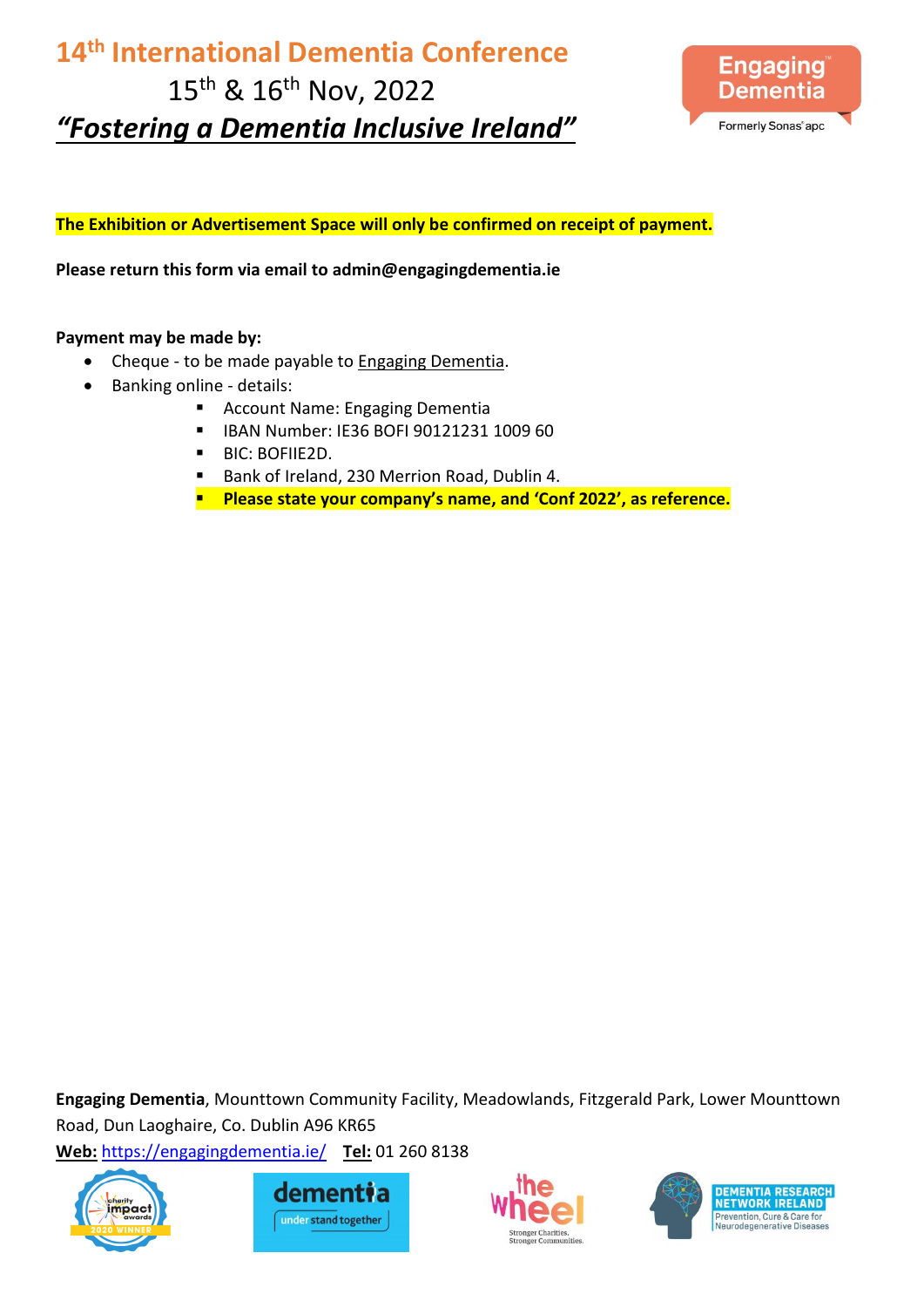# 14th International Dementia Conference

15th & 16th Nov, 2022

***"Fostering a Dementia Inclusive Ireland"***

Engaging Dementia
Formerly Sonas apc

**The Exhibition or Advertisement Space will only be confirmed on receipt of payment.**

**Please return this form via email to admin@engagingdementia.ie**

**Payment may be made by:**

- Cheque - to be made payable to Engaging Dementia.
- Banking online - details:
  - Account Name: Engaging Dementia
  - IBAN Number: IE36 BOFI 90121231 1009 60
  - BIC: BOFIIE2D.
  - Bank of Ireland, 230 Merrion Road, Dublin 4.
  - **Please state your company's name, and 'Conf 2022', as reference.**

**Engaging Dementia**, Mounttown Community Facility, Meadowlands, Fitzgerald Park, Lower Mounttown Road, Dun Laoghaire, Co. Dublin A96 KR65

**Web:** https://engagingdementia.ie/ **Tel:** 01 260 8138